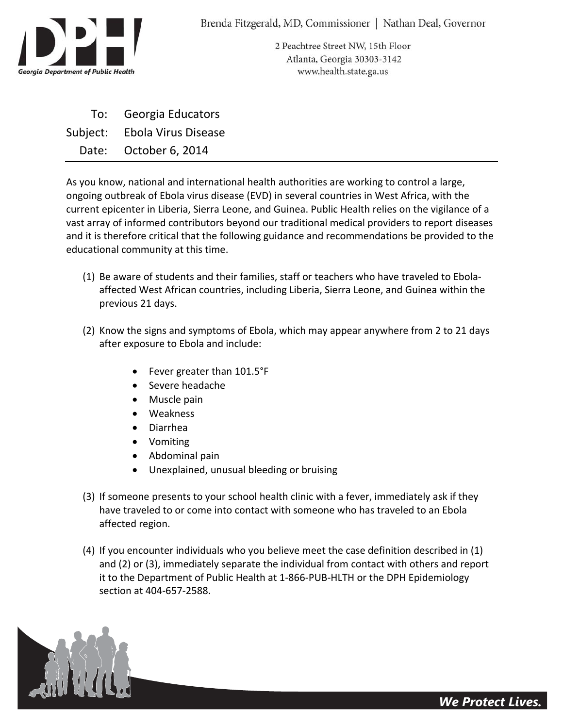Brenda Fitzgerald, MD, Commissioner | Nathan Deal, Governor

2 Peachtree Street NW, 15th Floor
Atlanta, Georgia 30303-3142
www.health.state.ga.us

Georgia Department of Public Health

To: Georgia Educators
Subject: Ebola Virus Disease
Date: October 6, 2014

---

As you know, national and international health authorities are working to control a large, ongoing outbreak of Ebola virus disease (EVD) in several countries in West Africa, with the current epicenter in Liberia, Sierra Leone, and Guinea. Public Health relies on the vigilance of a vast array of informed contributors beyond our traditional medical providers to report diseases and it is therefore critical that the following guidance and recommendations be provided to the educational community at this time.

(1) Be aware of students and their families, staff or teachers who have traveled to Ebola-affected West African countries, including Liberia, Sierra Leone, and Guinea within the previous 21 days.

(2) Know the signs and symptoms of Ebola, which may appear anywhere from 2 to 21 days after exposure to Ebola and include:

- Fever greater than 101.5°F
- Severe headache
- Muscle pain
- Weakness
- Diarrhea
- Vomiting
- Abdominal pain
- Unexplained, unusual bleeding or bruising

(3) If someone presents to your school health clinic with a fever, immediately ask if they have traveled to or come into contact with someone who has traveled to an Ebola affected region.

(4) If you encounter individuals who you believe meet the case definition described in (1) and (2) or (3), immediately separate the individual from contact with others and report it to the Department of Public Health at 1-866-PUB-HLTH or the DPH Epidemiology section at 404-657-2588.

*We Protect Lives.*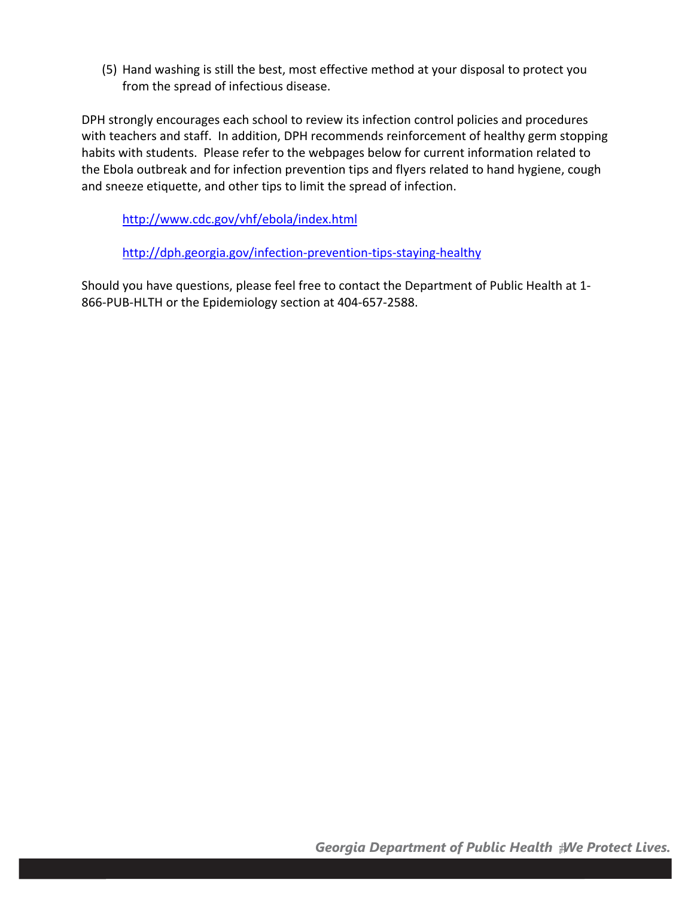(5) Hand washing is still the best, most effective method at your disposal to protect you from the spread of infectious disease.

DPH strongly encourages each school to review its infection control policies and procedures with teachers and staff. In addition, DPH recommends reinforcement of healthy germ stopping habits with students. Please refer to the webpages below for current information related to the Ebola outbreak and for infection prevention tips and flyers related to hand hygiene, cough and sneeze etiquette, and other tips to limit the spread of infection.

http://www.cdc.gov/vhf/ebola/index.html

http://dph.georgia.gov/infection-prevention-tips-staying-healthy

Should you have questions, please feel free to contact the Department of Public Health at 1-866-PUB-HLTH or the Epidemiology section at 404-657-2588.